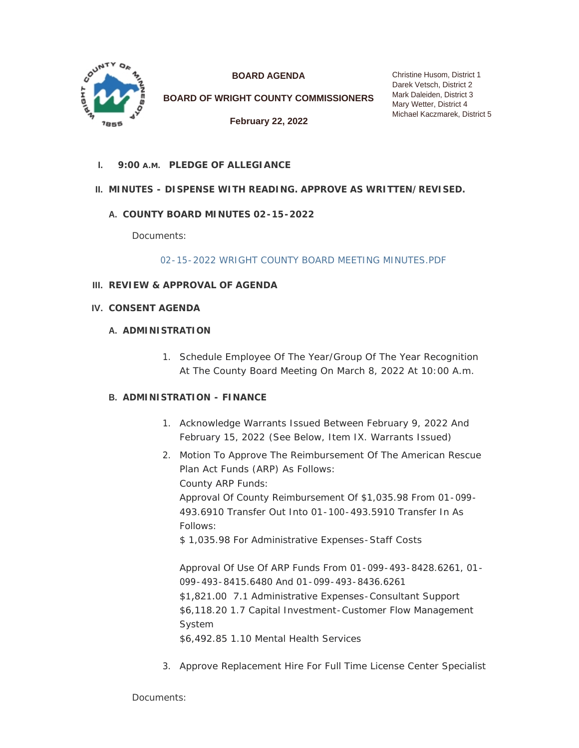# BOARD AGENDA

## BOARD OF WRIGHT COUNTY COMMISSIONERS

**February 22, 2022**

Christine Husom, District 1
Darek Vetsch, District 2
Mark Daleiden, District 3
Mary Wetter, District 4
Michael Kaczmarek, District 5

### I. 9:00 A.M. PLEDGE OF ALLEGIANCE

### II. MINUTES - DISPENSE WITH READING. APPROVE AS WRITTEN/REVISED.

#### A. COUNTY BOARD MINUTES 02-15-2022

Documents:

02-15-2022 WRIGHT COUNTY BOARD MEETING MINUTES.PDF

### III. REVIEW & APPROVAL OF AGENDA

### IV. CONSENT AGENDA

#### A. ADMINISTRATION

1. Schedule Employee Of The Year/Group Of The Year Recognition At The County Board Meeting On March 8, 2022 At 10:00 A.m.

#### B. ADMINISTRATION - FINANCE

1. Acknowledge Warrants Issued Between February 9, 2022 And February 15, 2022 (See Below, Item IX. Warrants Issued)
2. Motion To Approve The Reimbursement Of The American Rescue Plan Act Funds (ARP) As Follows:
   County ARP Funds:
   Approval Of County Reimbursement Of $1,035.98 From 01-099-493.6910 Transfer Out Into 01-100-493.5910 Transfer In As Follows:
   $ 1,035.98 For Administrative Expenses-Staff Costs

   Approval Of Use Of ARP Funds From 01-099-493-8428.6261, 01-099-493-8415.6480 And 01-099-493-8436.6261
   $1,821.00 7.1 Administrative Expenses-Consultant Support
   $6,118.20 1.7 Capital Investment-Customer Flow Management System
   $6,492.85 1.10 Mental Health Services
3. Approve Replacement Hire For Full Time License Center Specialist

Documents: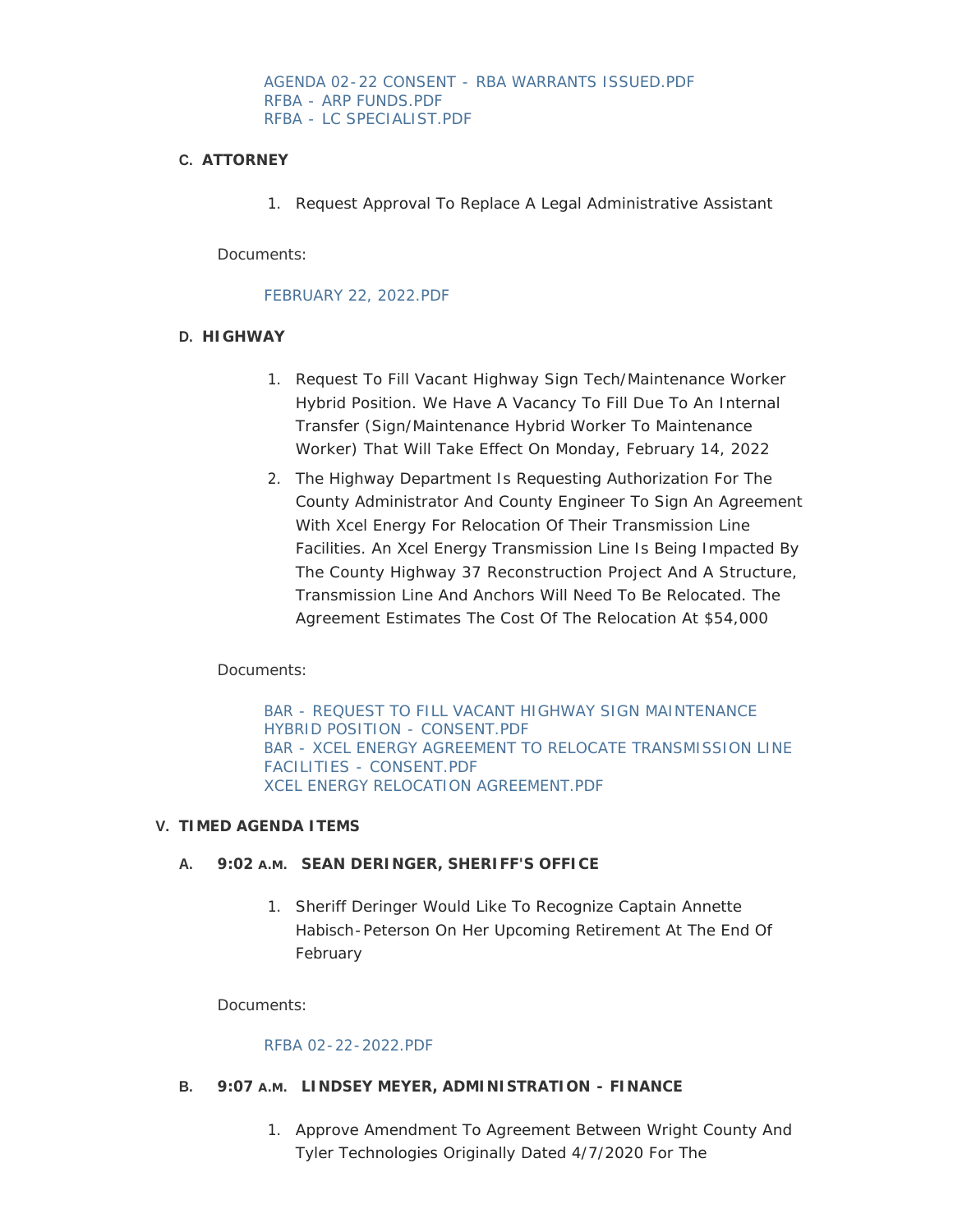AGENDA 02-22 CONSENT - RBA WARRANTS ISSUED.PDF
RFBA - ARP FUNDS.PDF
RFBA - LC SPECIALIST.PDF

### C. ATTORNEY

1. Request Approval To Replace A Legal Administrative Assistant

Documents:

FEBRUARY 22, 2022.PDF

### D. HIGHWAY

1. Request To Fill Vacant Highway Sign Tech/Maintenance Worker Hybrid Position. We Have A Vacancy To Fill Due To An Internal Transfer (Sign/Maintenance Hybrid Worker To Maintenance Worker) That Will Take Effect On Monday, February 14, 2022
2. The Highway Department Is Requesting Authorization For The County Administrator And County Engineer To Sign An Agreement With Xcel Energy For Relocation Of Their Transmission Line Facilities. An Xcel Energy Transmission Line Is Being Impacted By The County Highway 37 Reconstruction Project And A Structure, Transmission Line And Anchors Will Need To Be Relocated. The Agreement Estimates The Cost Of The Relocation At $54,000

Documents:

BAR - REQUEST TO FILL VACANT HIGHWAY SIGN MAINTENANCE HYBRID POSITION - CONSENT.PDF
BAR - XCEL ENERGY AGREEMENT TO RELOCATE TRANSMISSION LINE FACILITIES - CONSENT.PDF
XCEL ENERGY RELOCATION AGREEMENT.PDF

## V. TIMED AGENDA ITEMS

### A. 9:02 A.M. SEAN DERINGER, SHERIFF'S OFFICE

1. Sheriff Deringer Would Like To Recognize Captain Annette Habisch-Peterson On Her Upcoming Retirement At The End Of February

Documents:

RFBA 02-22-2022.PDF

### B. 9:07 A.M. LINDSEY MEYER, ADMINISTRATION - FINANCE

1. Approve Amendment To Agreement Between Wright County And Tyler Technologies Originally Dated 4/7/2020 For The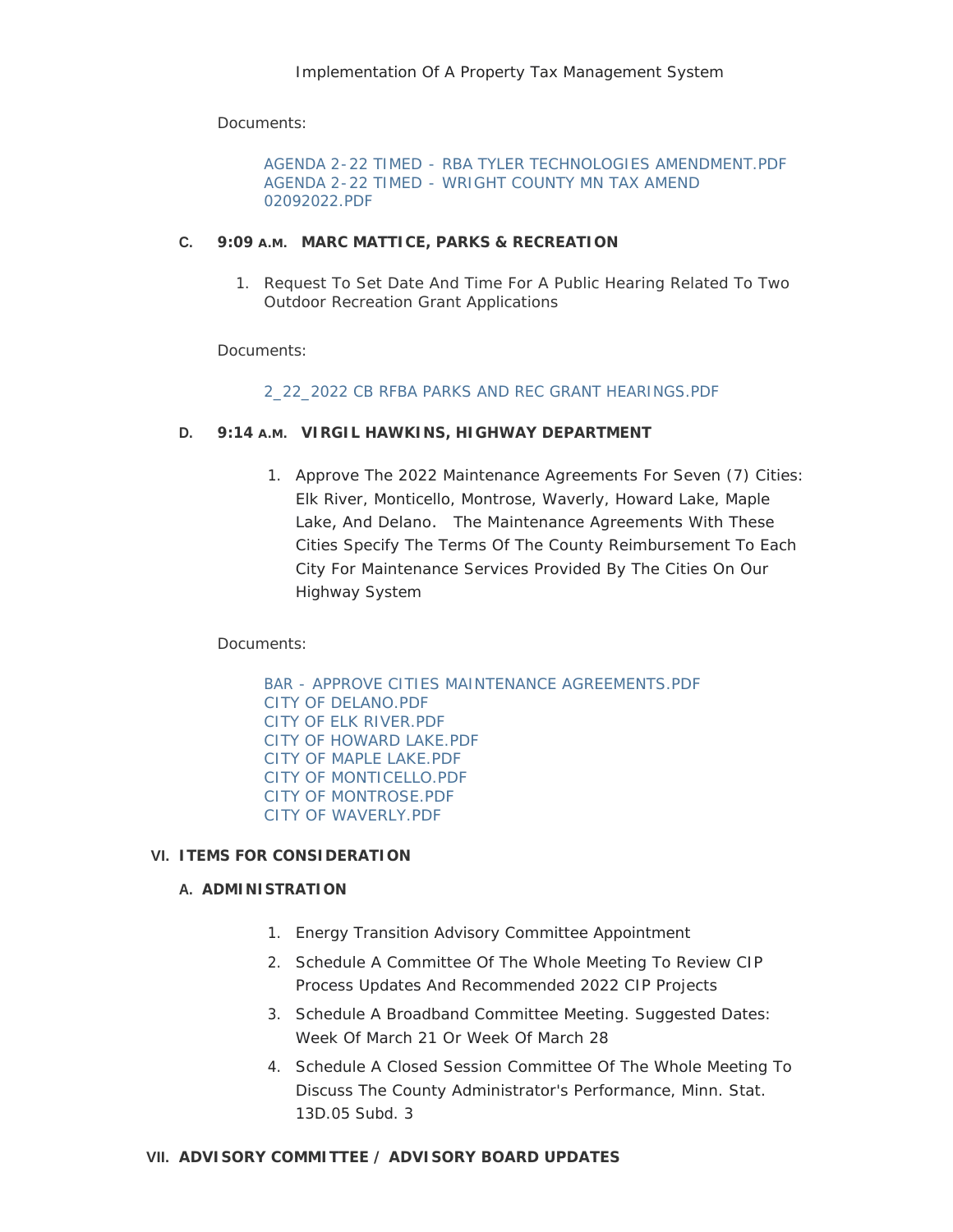Implementation Of A Property Tax Management System

Documents:

AGENDA 2-22 TIMED - RBA TYLER TECHNOLOGIES AMENDMENT.PDF
AGENDA 2-22 TIMED - WRIGHT COUNTY MN TAX AMEND 02092022.PDF

C. **9:09 A.M. MARC MATTICE, PARKS & RECREATION**

1. Request To Set Date And Time For A Public Hearing Related To Two Outdoor Recreation Grant Applications

Documents:

2_22_2022 CB RFBA PARKS AND REC GRANT HEARINGS.PDF

D. **9:14 A.M. VIRGIL HAWKINS, HIGHWAY DEPARTMENT**

1. Approve The 2022 Maintenance Agreements For Seven (7) Cities: Elk River, Monticello, Montrose, Waverly, Howard Lake, Maple Lake, And Delano. The Maintenance Agreements With These Cities Specify The Terms Of The County Reimbursement To Each City For Maintenance Services Provided By The Cities On Our Highway System

Documents:

BAR - APPROVE CITIES MAINTENANCE AGREEMENTS.PDF
CITY OF DELANO.PDF
CITY OF ELK RIVER.PDF
CITY OF HOWARD LAKE.PDF
CITY OF MAPLE LAKE.PDF
CITY OF MONTICELLO.PDF
CITY OF MONTROSE.PDF
CITY OF WAVERLY.PDF

## VI. ITEMS FOR CONSIDERATION

### A. ADMINISTRATION

1. Energy Transition Advisory Committee Appointment
2. Schedule A Committee Of The Whole Meeting To Review CIP Process Updates And Recommended 2022 CIP Projects
3. Schedule A Broadband Committee Meeting. Suggested Dates: Week Of March 21 Or Week Of March 28
4. Schedule A Closed Session Committee Of The Whole Meeting To Discuss The County Administrator's Performance, Minn. Stat. 13D.05 Subd. 3

## VII. ADVISORY COMMITTEE / ADVISORY BOARD UPDATES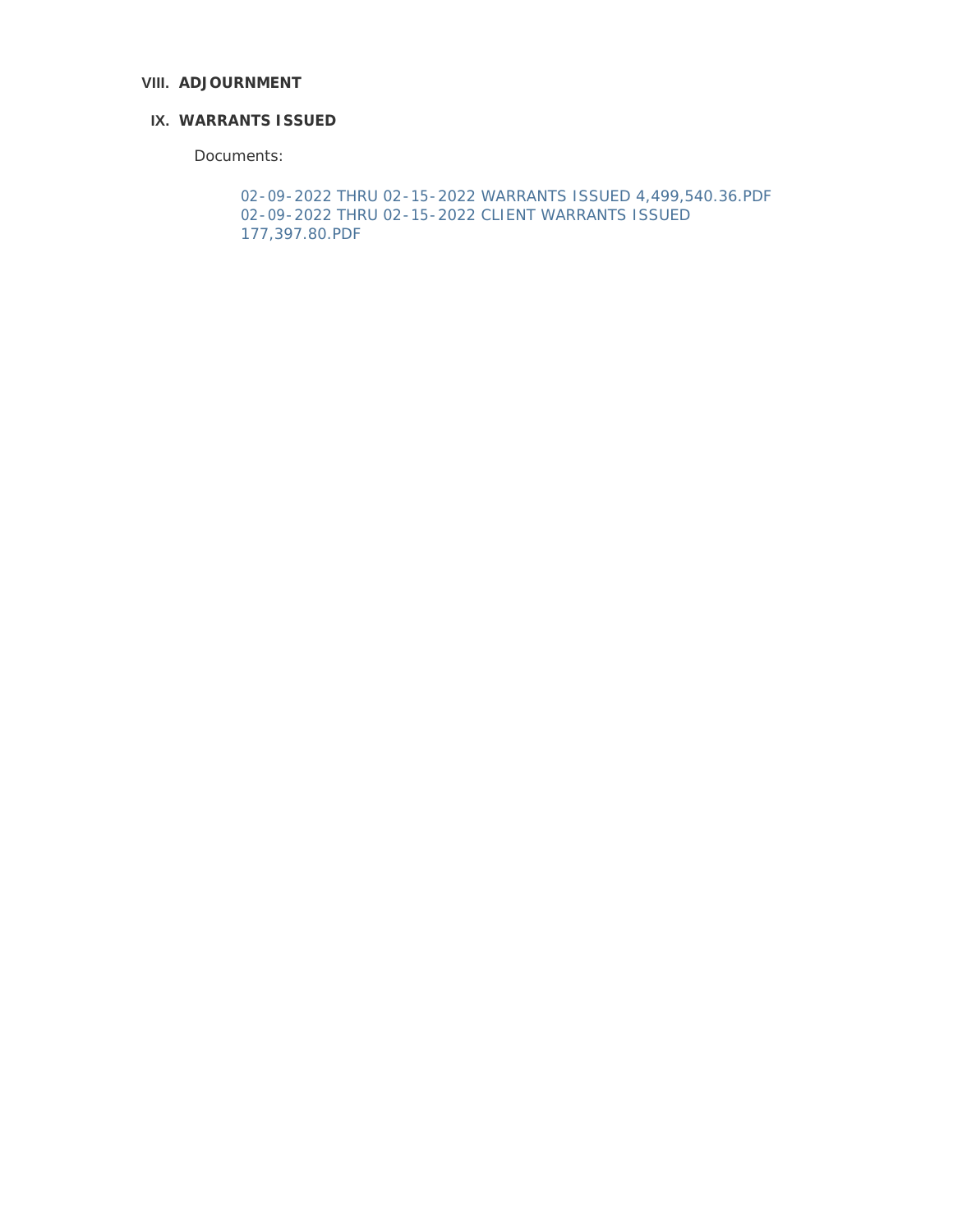## VIII. ADJOURNMENT

## IX. WARRANTS ISSUED

Documents:

02-09-2022 THRU 02-15-2022 WARRANTS ISSUED 4,499,540.36.PDF
02-09-2022 THRU 02-15-2022 CLIENT WARRANTS ISSUED 177,397.80.PDF